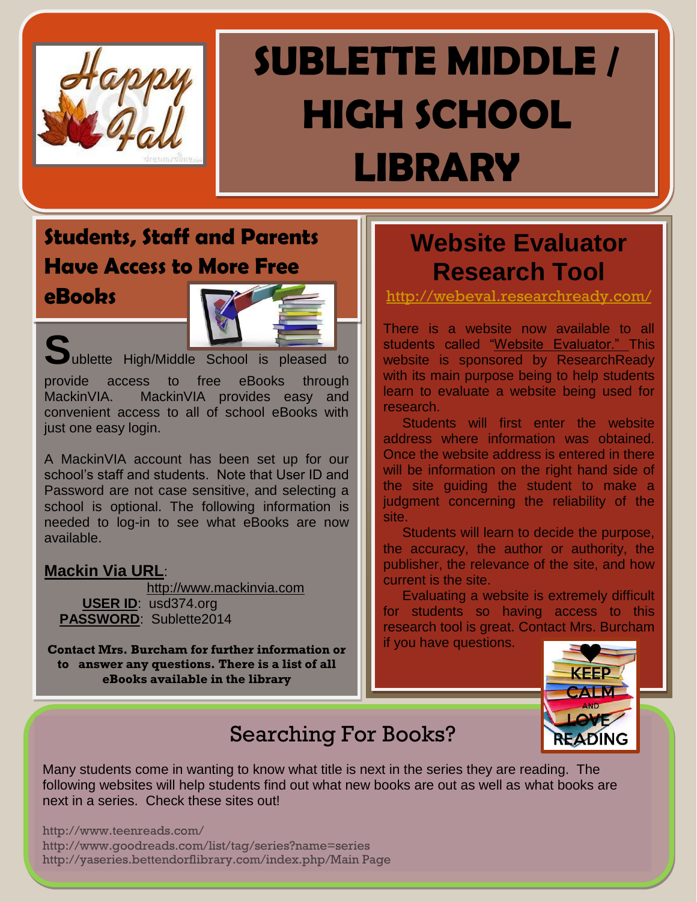# SUBLETTE MIDDLE / HIGH SCHOOL LIBRARY

Happy Fall

## Students, Staff and Parents Have Access to More Free eBooks

Sublette High/Middle School is pleased to provide access to free eBooks through MackinVIA. MackinVIA provides easy and convenient access to all of school eBooks with just one easy login.

A MackinVIA account has been set up for our school's staff and students. Note that User ID and Password are not case sensitive, and selecting a school is optional. The following information is needed to log-in to see what eBooks are now available.

**Mackin Via URL**: http://www.mackinvia.com
**USER ID**: usd374.org
**PASSWORD**: Sublette2014

**Contact Mrs. Burcham for further information or to answer any questions. There is a list of all eBooks available in the library**

## Website Evaluator Research Tool

http://webeval.researchready.com/

There is a website now available to all students called "Website Evaluator." This website is sponsored by ResearchReady with its main purpose being to help students learn to evaluate a website being used for research.

Students will first enter the website address where information was obtained. Once the website address is entered in there will be information on the right hand side of the site guiding the student to make a judgment concerning the reliability of the site.

Students will learn to decide the purpose, the accuracy, the author or authority, the publisher, the relevance of the site, and how current is the site.

Evaluating a website is extremely difficult for students so having access to this research tool is great. Contact Mrs. Burcham if you have questions.

KEEP CALM AND LOVE READING

## Searching For Books?

Many students come in wanting to know what title is next in the series they are reading. The following websites will help students find out what new books are out as well as what books are next in a series. Check these sites out!

http://www.teenreads.com/
http://www.goodreads.com/list/tag/series?name=series
http://yaseries.bettendorflibrary.com/index.php/Main Page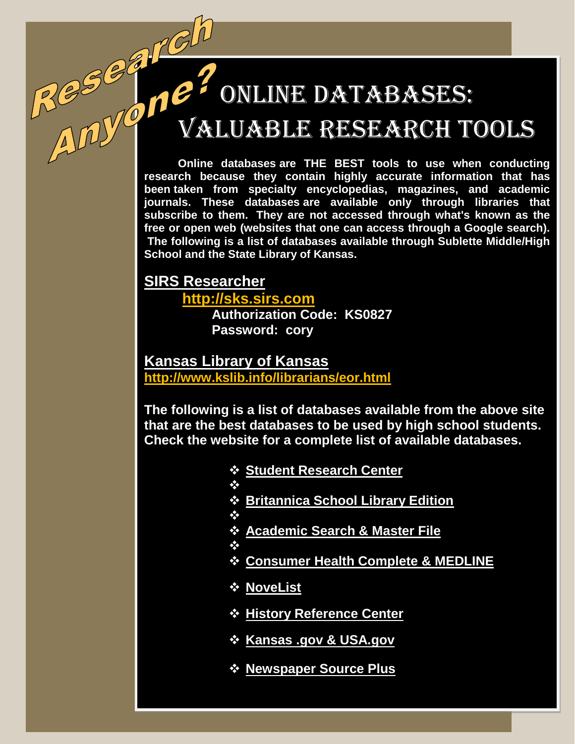# Research Anyone?

# Online Databases: Valuable Research Tools

**Online databases are THE BEST tools to use when conducting research because they contain highly accurate information that has been taken from specialty encyclopedias, magazines, and academic journals. These databases are available only through libraries that subscribe to them. They are not accessed through what's known as the free or open web (websites that one can access through a Google search). The following is a list of databases available through Sublette Middle/High School and the State Library of Kansas.**

## SIRS Researcher

**http://sks.sirs.com**

**Authorization Code: KS0827**

**Password: cory**

## Kansas Library of Kansas

**http://www.kslib.info/librarians/eor.html**

**The following is a list of databases available from the above site that are the best databases to be used by high school students. Check the website for a complete list of available databases.**

- **Student Research Center**
- **Britannica School Library Edition**
- **Academic Search & Master File**
- **Consumer Health Complete & MEDLINE**
- **NoveList**
- **History Reference Center**
- **Kansas .gov & USA.gov**
- **Newspaper Source Plus**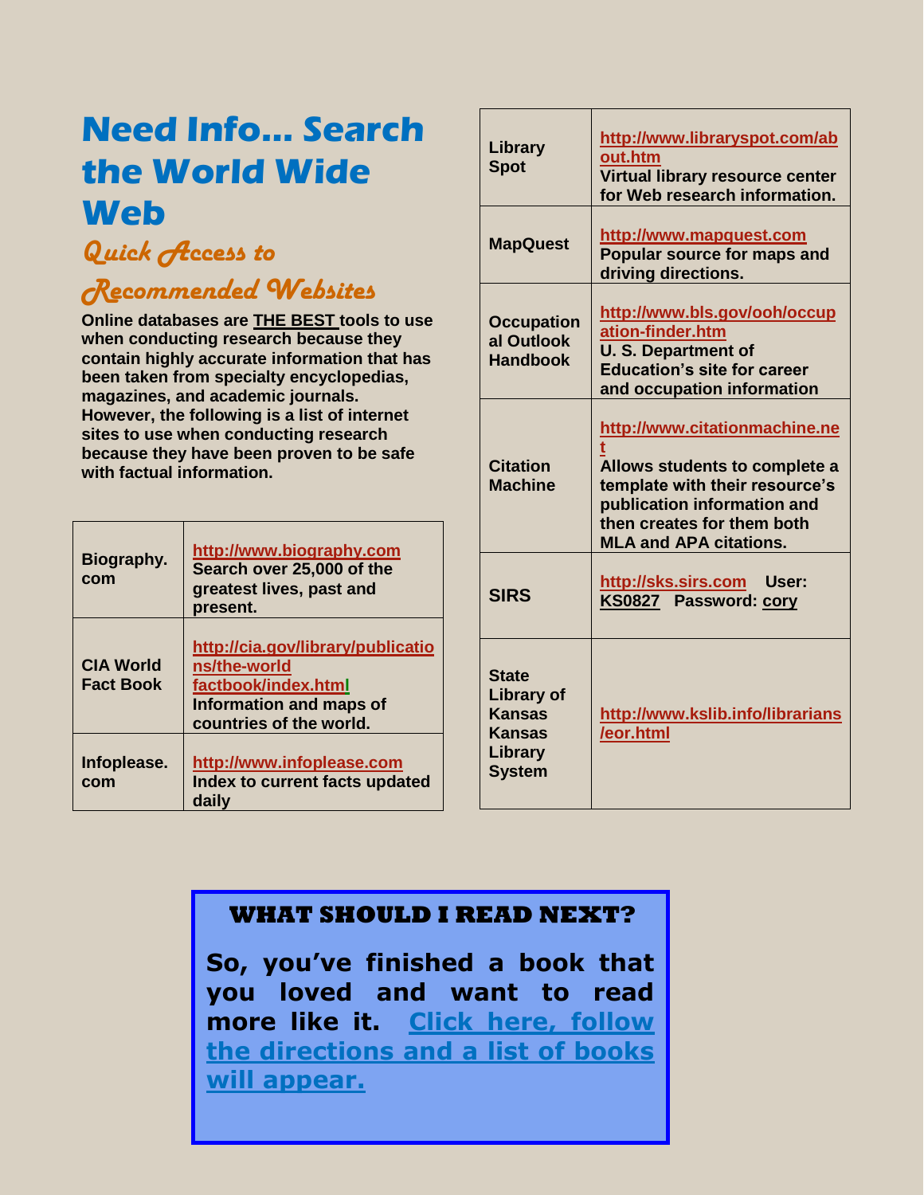# Need Info… Search the World Wide Web

## *Quick Access to Recommended Websites*

**Online databases are <u>THE BEST</u> tools to use when conducting research because they contain highly accurate information that has been taken from specialty encyclopedias, magazines, and academic journals. However, the following is a list of internet sites to use when conducting research because they have been proven to be safe with factual information.**

| | |
|---|---|
| **Biography.com** | **http://www.biography.com** Search over 25,000 of the greatest lives, past and present. |
| **CIA World Fact Book** | **http://cia.gov/library/publications/the-world factbook/index.html** Information and maps of countries of the world. |
| **Infoplease.com** | **http://www.infoplease.com** Index to current facts updated daily |
| **Library Spot** | **http://www.libraryspot.com/about.htm** Virtual library resource center for Web research information. |
| **MapQuest** | **http://www.mapquest.com** Popular source for maps and driving directions. |
| **Occupational Outlook Handbook** | **http://www.bls.gov/ooh/occupation-finder.htm** U. S. Department of Education's site for career and occupation information |
| **Citation Machine** | **http://www.citationmachine.net** Allows students to complete a template with their resource's publication information and then creates for them both MLA and APA citations. |
| **SIRS** | **http://sks.sirs.com** User: **KS0827** Password: **cory** |
| **State Library of Kansas Kansas Library System** | **http://www.kslib.info/librarians/eor.html** |

## WHAT SHOULD I READ NEXT?

**So, you've finished a book that you loved and want to read more like it. Click here, follow the directions and a list of books will appear.**